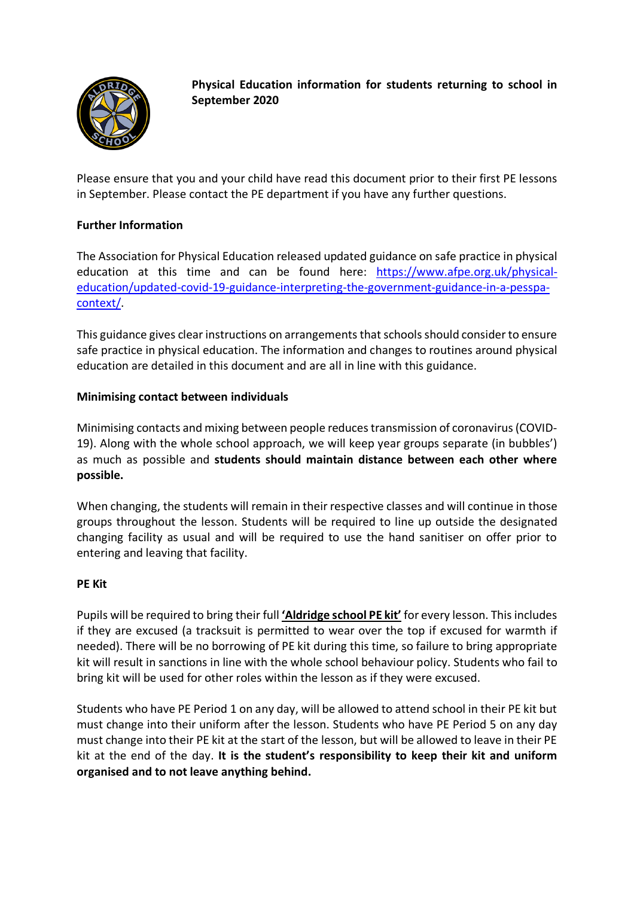**Physical Education information for students returning to school in September 2020**

Please ensure that you and your child have read this document prior to their first PE lessons in September. Please contact the PE department if you have any further questions.

**Further Information**

The Association for Physical Education released updated guidance on safe practice in physical education at this time and can be found here: [https://www.afpe.org.uk/physical-education/updated-covid-19-guidance-interpreting-the-government-guidance-in-a-pesspa-context/](https://www.afpe.org.uk/physical-education/updated-covid-19-guidance-interpreting-the-government-guidance-in-a-pesspa-context/).

This guidance gives clear instructions on arrangements that schools should consider to ensure safe practice in physical education. The information and changes to routines around physical education are detailed in this document and are all in line with this guidance.

**Minimising contact between individuals**

Minimising contacts and mixing between people reduces transmission of coronavirus (COVID-19). Along with the whole school approach, we will keep year groups separate (in bubbles') as much as possible and **students should maintain distance between each other where possible.**

When changing, the students will remain in their respective classes and will continue in those groups throughout the lesson. Students will be required to line up outside the designated changing facility as usual and will be required to use the hand sanitiser on offer prior to entering and leaving that facility.

**PE Kit**

Pupils will be required to bring their full **'Aldridge school PE kit'** for every lesson. This includes if they are excused (a tracksuit is permitted to wear over the top if excused for warmth if needed). There will be no borrowing of PE kit during this time, so failure to bring appropriate kit will result in sanctions in line with the whole school behaviour policy. Students who fail to bring kit will be used for other roles within the lesson as if they were excused.

Students who have PE Period 1 on any day, will be allowed to attend school in their PE kit but must change into their uniform after the lesson. Students who have PE Period 5 on any day must change into their PE kit at the start of the lesson, but will be allowed to leave in their PE kit at the end of the day. **It is the student's responsibility to keep their kit and uniform organised and to not leave anything behind.**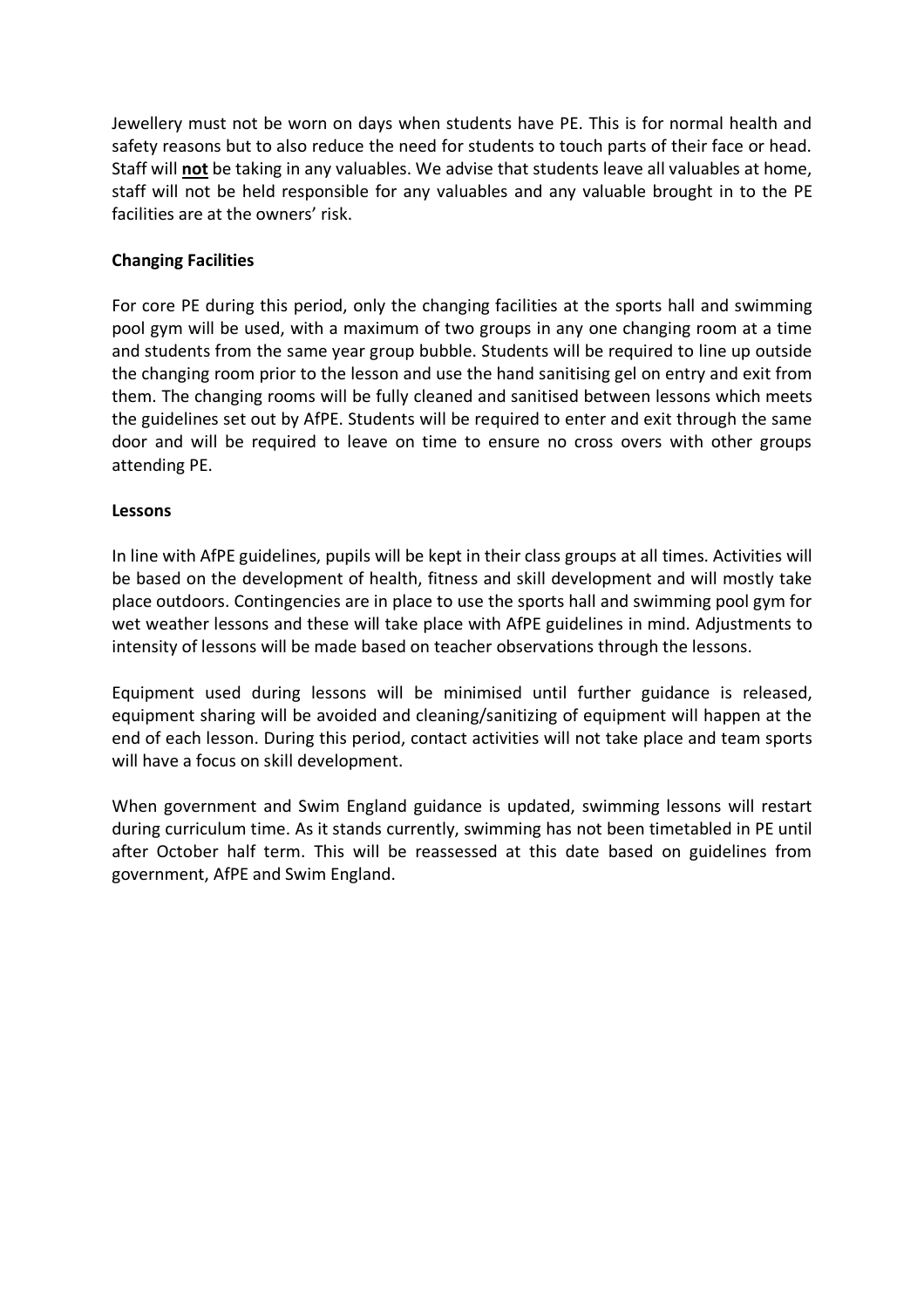Jewellery must not be worn on days when students have PE. This is for normal health and safety reasons but to also reduce the need for students to touch parts of their face or head. Staff will **not** be taking in any valuables. We advise that students leave all valuables at home, staff will not be held responsible for any valuables and any valuable brought in to the PE facilities are at the owners' risk.

**Changing Facilities**

For core PE during this period, only the changing facilities at the sports hall and swimming pool gym will be used, with a maximum of two groups in any one changing room at a time and students from the same year group bubble. Students will be required to line up outside the changing room prior to the lesson and use the hand sanitising gel on entry and exit from them. The changing rooms will be fully cleaned and sanitised between lessons which meets the guidelines set out by AfPE. Students will be required to enter and exit through the same door and will be required to leave on time to ensure no cross overs with other groups attending PE.

**Lessons**

In line with AfPE guidelines, pupils will be kept in their class groups at all times. Activities will be based on the development of health, fitness and skill development and will mostly take place outdoors. Contingencies are in place to use the sports hall and swimming pool gym for wet weather lessons and these will take place with AfPE guidelines in mind. Adjustments to intensity of lessons will be made based on teacher observations through the lessons.

Equipment used during lessons will be minimised until further guidance is released, equipment sharing will be avoided and cleaning/sanitizing of equipment will happen at the end of each lesson. During this period, contact activities will not take place and team sports will have a focus on skill development.

When government and Swim England guidance is updated, swimming lessons will restart during curriculum time. As it stands currently, swimming has not been timetabled in PE until after October half term. This will be reassessed at this date based on guidelines from government, AfPE and Swim England.